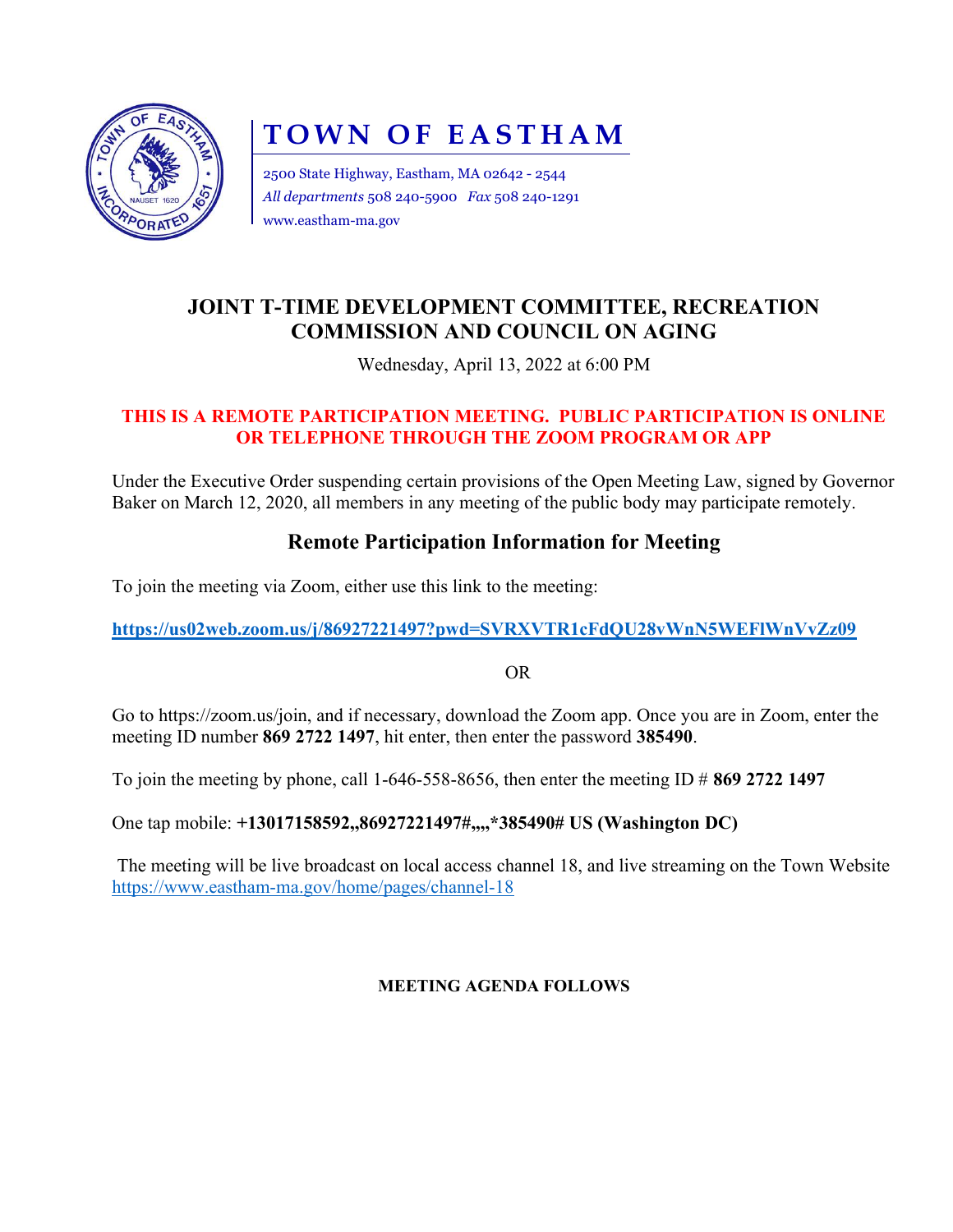# TOWN OF EASTHAM

2500 State Highway, Eastham, MA 02642 - 2544
*All departments* 508 240-5900 *Fax* 508 240-1291
www.eastham-ma.gov

## JOINT T-TIME DEVELOPMENT COMMITTEE, RECREATION COMMISSION AND COUNCIL ON AGING

Wednesday, April 13, 2022 at 6:00 PM

**THIS IS A REMOTE PARTICIPATION MEETING. PUBLIC PARTICIPATION IS ONLINE OR TELEPHONE THROUGH THE ZOOM PROGRAM OR APP**

Under the Executive Order suspending certain provisions of the Open Meeting Law, signed by Governor Baker on March 12, 2020, all members in any meeting of the public body may participate remotely.

## Remote Participation Information for Meeting

To join the meeting via Zoom, either use this link to the meeting:

**https://us02web.zoom.us/j/86927221497?pwd=SVRXVTR1cFdQU28vWnN5WEFlWnVvZz09**

OR

Go to https://zoom.us/join, and if necessary, download the Zoom app. Once you are in Zoom, enter the meeting ID number **869 2722 1497**, hit enter, then enter the password **385490**.

To join the meeting by phone, call 1-646-558-8656, then enter the meeting ID # **869 2722 1497**

One tap mobile: **+13017158592,,86927221497#,,,,*385490# US (Washington DC)**

The meeting will be live broadcast on local access channel 18, and live streaming on the Town Website https://www.eastham-ma.gov/home/pages/channel-18

**MEETING AGENDA FOLLOWS**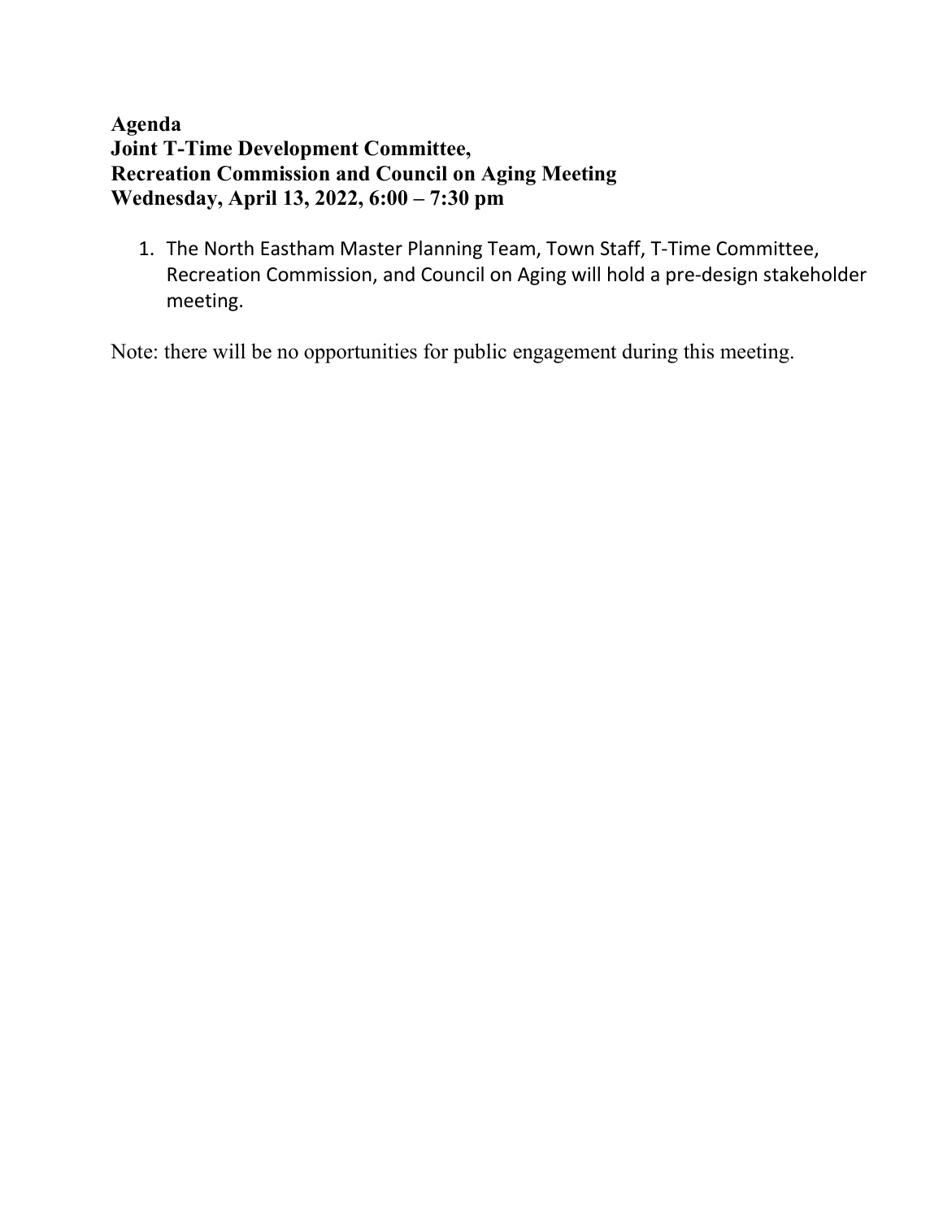**Agenda**
**Joint T-Time Development Committee,**
**Recreation Commission and Council on Aging Meeting**
**Wednesday, April 13, 2022, 6:00 – 7:30 pm**

1. The North Eastham Master Planning Team, Town Staff, T-Time Committee, Recreation Commission, and Council on Aging will hold a pre-design stakeholder meeting.

Note: there will be no opportunities for public engagement during this meeting.